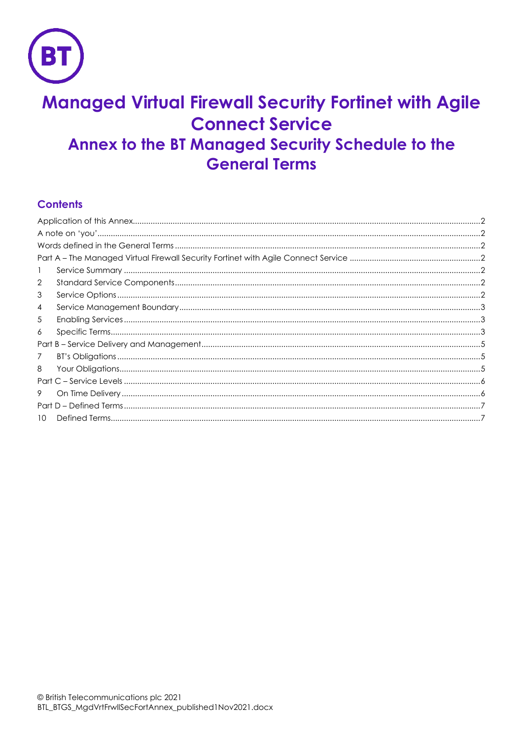# Managed Virtual Firewall Security Fortinet with Agile Connect Service

## Annex to the BT Managed Security Schedule to the General Terms

### Contents

Application of this Annex........................................................................2
A note on 'you'........................................................................2
Words defined in the General Terms........................................................................2
Part A – The Managed Virtual Firewall Security Fortinet with Agile Connect Service........................................................................2
1 Service Summary........................................................................2
2 Standard Service Components........................................................................2
3 Service Options........................................................................2
4 Service Management Boundary........................................................................3
5 Enabling Services........................................................................3
6 Specific Terms........................................................................3
Part B – Service Delivery and Management........................................................................5
7 BT's Obligations........................................................................5
8 Your Obligations........................................................................5
Part C – Service Levels........................................................................6
9 On Time Delivery........................................................................6
Part D – Defined Terms........................................................................7
10 Defined Terms........................................................................7

© British Telecommunications plc 2021
BTL_BTGS_MgdVrtFrwllSecFortAnnex_published1Nov2021.docx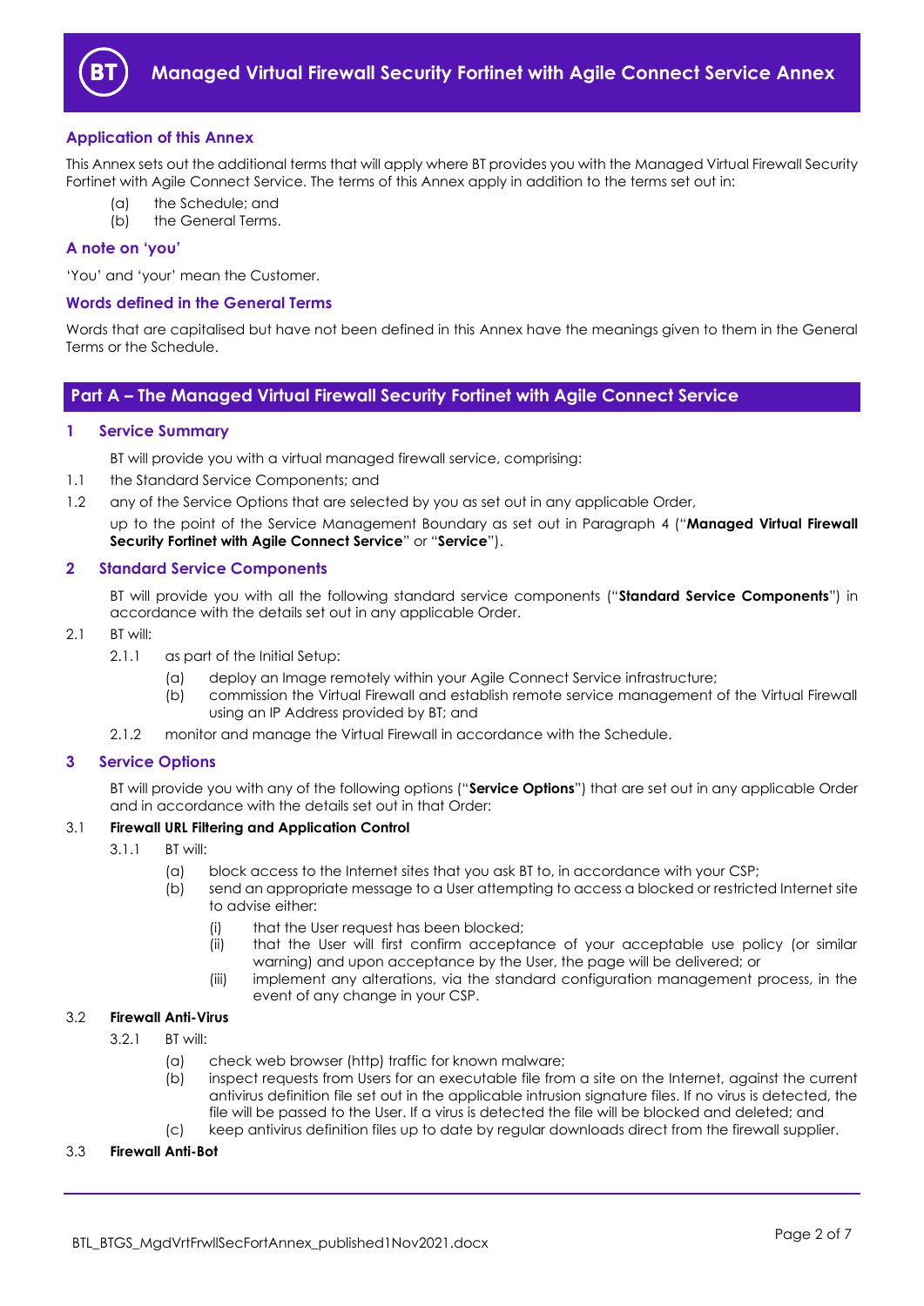# Managed Virtual Firewall Security Fortinet with Agile Connect Service Annex

## Application of this Annex

This Annex sets out the additional terms that will apply where BT provides you with the Managed Virtual Firewall Security Fortinet with Agile Connect Service. The terms of this Annex apply in addition to the terms set out in:

(a) the Schedule; and
(b) the General Terms.

## A note on 'you'

'You' and 'your' mean the Customer.

## Words defined in the General Terms

Words that are capitalised but have not been defined in this Annex have the meanings given to them in the General Terms or the Schedule.

## Part A – The Managed Virtual Firewall Security Fortinet with Agile Connect Service

### 1 Service Summary

BT will provide you with a virtual managed firewall service, comprising:

1.1 the Standard Service Components; and

1.2 any of the Service Options that are selected by you as set out in any applicable Order,

up to the point of the Service Management Boundary as set out in Paragraph 4 ("**Managed Virtual Firewall Security Fortinet with Agile Connect Service**" or "**Service**").

### 2 Standard Service Components

BT will provide you with all the following standard service components ("**Standard Service Components**") in accordance with the details set out in any applicable Order.

2.1 BT will:

2.1.1 as part of the Initial Setup:

(a) deploy an Image remotely within your Agile Connect Service infrastructure;

(b) commission the Virtual Firewall and establish remote service management of the Virtual Firewall using an IP Address provided by BT; and

2.1.2 monitor and manage the Virtual Firewall in accordance with the Schedule.

### 3 Service Options

BT will provide you with any of the following options ("**Service Options**") that are set out in any applicable Order and in accordance with the details set out in that Order:

3.1 **Firewall URL Filtering and Application Control**

3.1.1 BT will:

(a) block access to the Internet sites that you ask BT to, in accordance with your CSP;

(b) send an appropriate message to a User attempting to access a blocked or restricted Internet site to advise either:

(i) that the User request has been blocked;

(ii) that the User will first confirm acceptance of your acceptable use policy (or similar warning) and upon acceptance by the User, the page will be delivered; or

(iii) implement any alterations, via the standard configuration management process, in the event of any change in your CSP.

3.2 **Firewall Anti-Virus**

3.2.1 BT will:

(a) check web browser (http) traffic for known malware;

(b) inspect requests from Users for an executable file from a site on the Internet, against the current antivirus definition file set out in the applicable intrusion signature files. If no virus is detected, the file will be passed to the User. If a virus is detected the file will be blocked and deleted; and

(c) keep antivirus definition files up to date by regular downloads direct from the firewall supplier.

3.3 **Firewall Anti-Bot**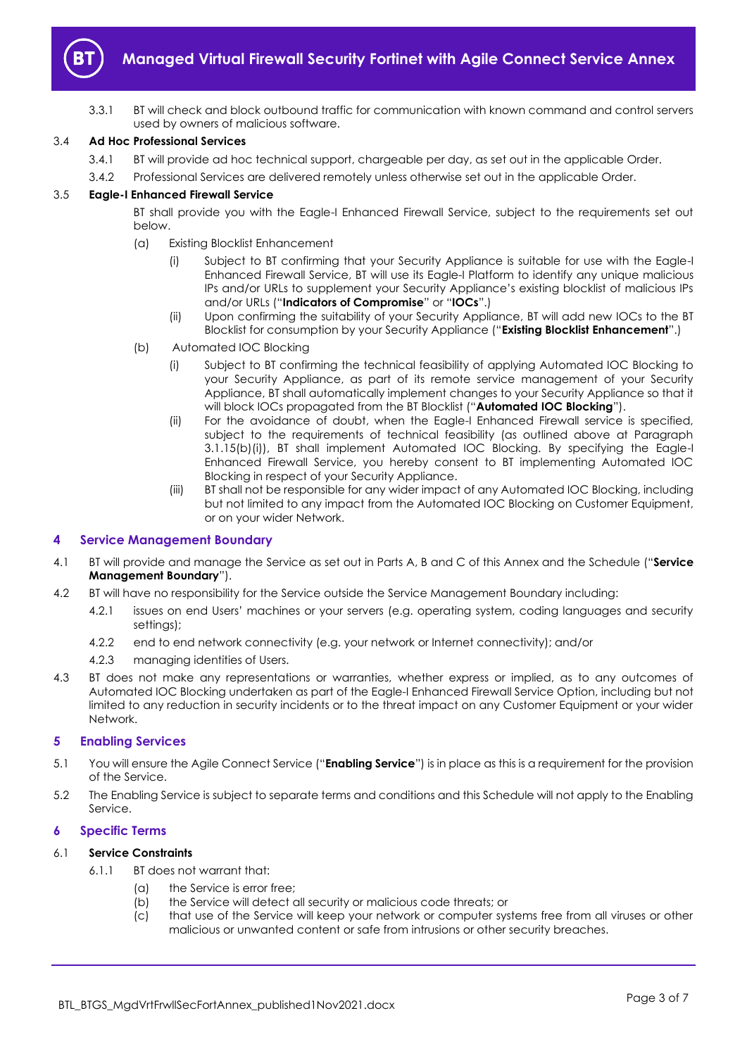3.3.1 BT will check and block outbound traffic for communication with known command and control servers used by owners of malicious software.

### 3.4 Ad Hoc Professional Services

3.4.1 BT will provide ad hoc technical support, chargeable per day, as set out in the applicable Order.

3.4.2 Professional Services are delivered remotely unless otherwise set out in the applicable Order.

### 3.5 Eagle-I Enhanced Firewall Service

BT shall provide you with the Eagle-I Enhanced Firewall Service, subject to the requirements set out below.

(a) Existing Blocklist Enhancement

(i) Subject to BT confirming that your Security Appliance is suitable for use with the Eagle-I Enhanced Firewall Service, BT will use its Eagle-I Platform to identify any unique malicious IPs and/or URLs to supplement your Security Appliance's existing blocklist of malicious IPs and/or URLs ("**Indicators of Compromise**" or "**IOCs**".)

(ii) Upon confirming the suitability of your Security Appliance, BT will add new IOCs to the BT Blocklist for consumption by your Security Appliance ("**Existing Blocklist Enhancement**".)

(b) Automated IOC Blocking

(i) Subject to BT confirming the technical feasibility of applying Automated IOC Blocking to your Security Appliance, as part of its remote service management of your Security Appliance, BT shall automatically implement changes to your Security Appliance so that it will block IOCs propagated from the BT Blocklist ("**Automated IOC Blocking**").

(ii) For the avoidance of doubt, when the Eagle-I Enhanced Firewall service is specified, subject to the requirements of technical feasibility (as outlined above at Paragraph 3.1.15(b)(i)), BT shall implement Automated IOC Blocking. By specifying the Eagle-I Enhanced Firewall Service, you hereby consent to BT implementing Automated IOC Blocking in respect of your Security Appliance.

(iii) BT shall not be responsible for any wider impact of any Automated IOC Blocking, including but not limited to any impact from the Automated IOC Blocking on Customer Equipment, or on your wider Network.

## 4 Service Management Boundary

4.1 BT will provide and manage the Service as set out in Parts A, B and C of this Annex and the Schedule ("**Service Management Boundary**").

4.2 BT will have no responsibility for the Service outside the Service Management Boundary including:

4.2.1 issues on end Users' machines or your servers (e.g. operating system, coding languages and security settings);

4.2.2 end to end network connectivity (e.g. your network or Internet connectivity); and/or

4.2.3 managing identities of Users.

4.3 BT does not make any representations or warranties, whether express or implied, as to any outcomes of Automated IOC Blocking undertaken as part of the Eagle-I Enhanced Firewall Service Option, including but not limited to any reduction in security incidents or to the threat impact on any Customer Equipment or your wider Network.

## 5 Enabling Services

5.1 You will ensure the Agile Connect Service ("**Enabling Service**") is in place as this is a requirement for the provision of the Service.

5.2 The Enabling Service is subject to separate terms and conditions and this Schedule will not apply to the Enabling Service.

## 6 Specific Terms

### 6.1 Service Constraints

6.1.1 BT does not warrant that:

(a) the Service is error free;

(b) the Service will detect all security or malicious code threats; or

(c) that use of the Service will keep your network or computer systems free from all viruses or other malicious or unwanted content or safe from intrusions or other security breaches.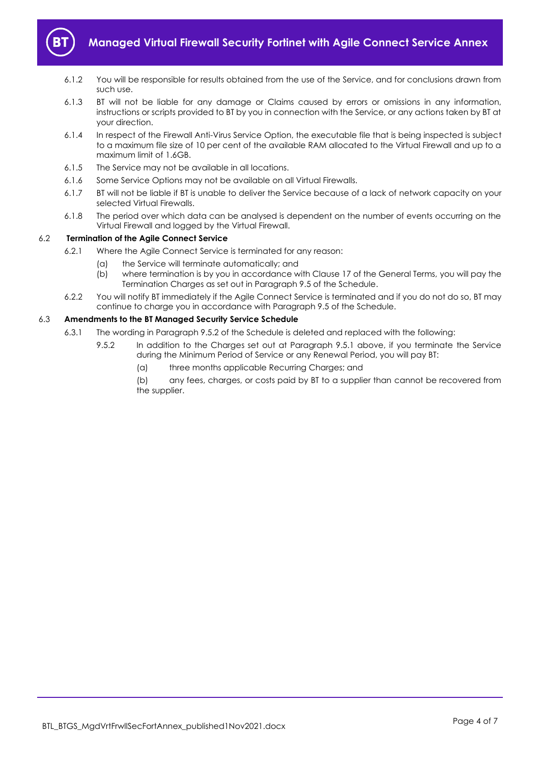6.1.2 You will be responsible for results obtained from the use of the Service, and for conclusions drawn from such use.

6.1.3 BT will not be liable for any damage or Claims caused by errors or omissions in any information, instructions or scripts provided to BT by you in connection with the Service, or any actions taken by BT at your direction.

6.1.4 In respect of the Firewall Anti-Virus Service Option, the executable file that is being inspected is subject to a maximum file size of 10 per cent of the available RAM allocated to the Virtual Firewall and up to a maximum limit of 1.6GB.

6.1.5 The Service may not be available in all locations.

6.1.6 Some Service Options may not be available on all Virtual Firewalls.

6.1.7 BT will not be liable if BT is unable to deliver the Service because of a lack of network capacity on your selected Virtual Firewalls.

6.1.8 The period over which data can be analysed is dependent on the number of events occurring on the Virtual Firewall and logged by the Virtual Firewall.

### 6.2 Termination of the Agile Connect Service

6.2.1 Where the Agile Connect Service is terminated for any reason:

(a) the Service will terminate automatically; and

(b) where termination is by you in accordance with Clause 17 of the General Terms, you will pay the Termination Charges as set out in Paragraph 9.5 of the Schedule.

6.2.2 You will notify BT immediately if the Agile Connect Service is terminated and if you do not do so, BT may continue to charge you in accordance with Paragraph 9.5 of the Schedule.

### 6.3 Amendments to the BT Managed Security Service Schedule

6.3.1 The wording in Paragraph 9.5.2 of the Schedule is deleted and replaced with the following:

9.5.2 In addition to the Charges set out at Paragraph 9.5.1 above, if you terminate the Service during the Minimum Period of Service or any Renewal Period, you will pay BT:

(a) three months applicable Recurring Charges; and

(b) any fees, charges, or costs paid by BT to a supplier than cannot be recovered from the supplier.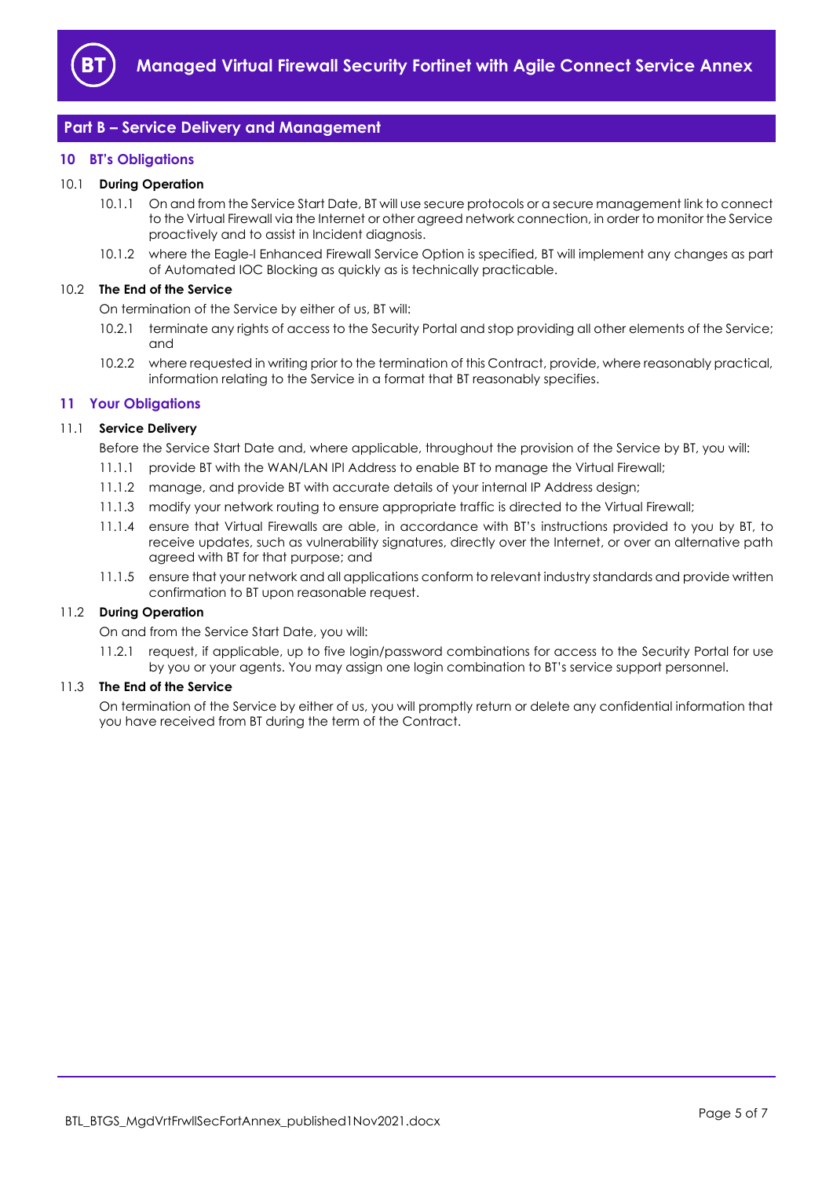## Part B – Service Delivery and Management

### 10 BT's Obligations

10.1 **During Operation**

10.1.1 On and from the Service Start Date, BT will use secure protocols or a secure management link to connect to the Virtual Firewall via the Internet or other agreed network connection, in order to monitor the Service proactively and to assist in Incident diagnosis.

10.1.2 where the Eagle-I Enhanced Firewall Service Option is specified, BT will implement any changes as part of Automated IOC Blocking as quickly as is technically practicable.

10.2 **The End of the Service**

On termination of the Service by either of us, BT will:

10.2.1 terminate any rights of access to the Security Portal and stop providing all other elements of the Service; and

10.2.2 where requested in writing prior to the termination of this Contract, provide, where reasonably practical, information relating to the Service in a format that BT reasonably specifies.

### 11 Your Obligations

11.1 **Service Delivery**

Before the Service Start Date and, where applicable, throughout the provision of the Service by BT, you will:

11.1.1 provide BT with the WAN/LAN IPI Address to enable BT to manage the Virtual Firewall;

11.1.2 manage, and provide BT with accurate details of your internal IP Address design;

11.1.3 modify your network routing to ensure appropriate traffic is directed to the Virtual Firewall;

11.1.4 ensure that Virtual Firewalls are able, in accordance with BT's instructions provided to you by BT, to receive updates, such as vulnerability signatures, directly over the Internet, or over an alternative path agreed with BT for that purpose; and

11.1.5 ensure that your network and all applications conform to relevant industry standards and provide written confirmation to BT upon reasonable request.

11.2 **During Operation**

On and from the Service Start Date, you will:

11.2.1 request, if applicable, up to five login/password combinations for access to the Security Portal for use by you or your agents. You may assign one login combination to BT's service support personnel.

11.3 **The End of the Service**

On termination of the Service by either of us, you will promptly return or delete any confidential information that you have received from BT during the term of the Contract.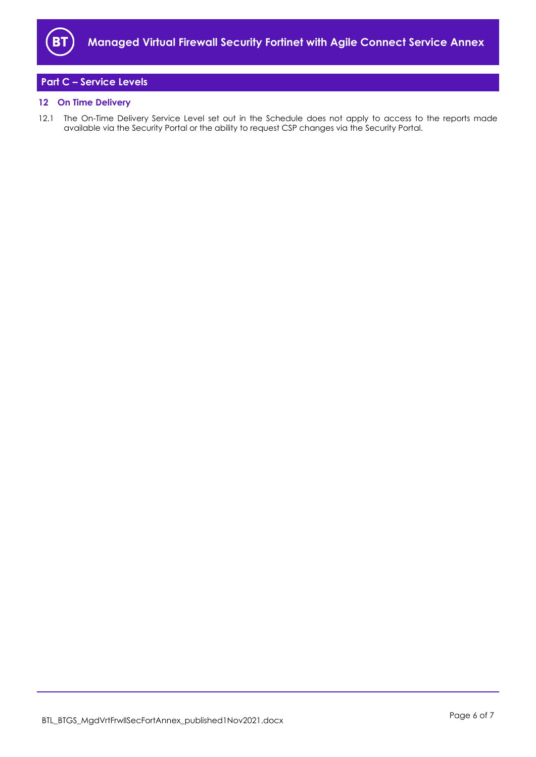## Part C – Service Levels

### 12 On Time Delivery

12.1 The On-Time Delivery Service Level set out in the Schedule does not apply to access to the reports made available via the Security Portal or the ability to request CSP changes via the Security Portal.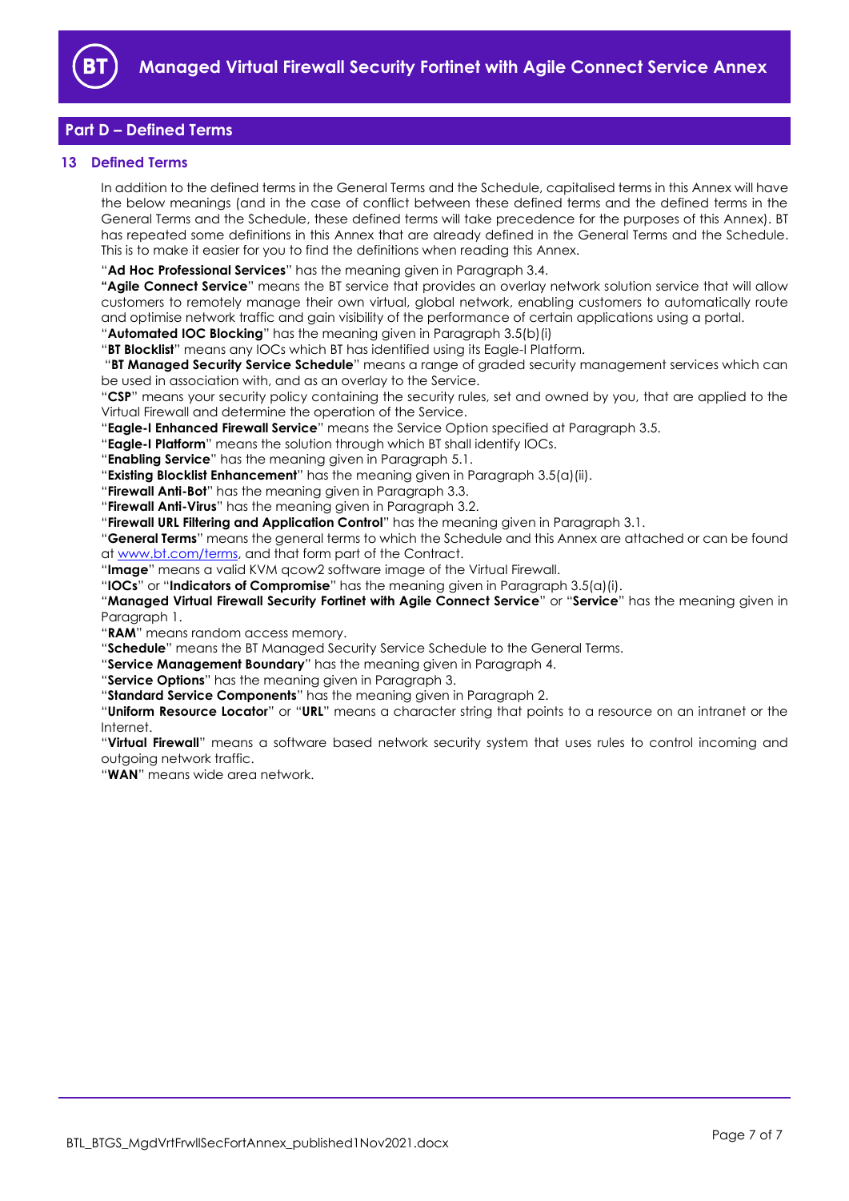## Part D – Defined Terms

### 13 Defined Terms

In addition to the defined terms in the General Terms and the Schedule, capitalised terms in this Annex will have the below meanings (and in the case of conflict between these defined terms and the defined terms in the General Terms and the Schedule, these defined terms will take precedence for the purposes of this Annex). BT has repeated some definitions in this Annex that are already defined in the General Terms and the Schedule. This is to make it easier for you to find the definitions when reading this Annex.

"**Ad Hoc Professional Services**" has the meaning given in Paragraph 3.4.

"**Agile Connect Service**" means the BT service that provides an overlay network solution service that will allow customers to remotely manage their own virtual, global network, enabling customers to automatically route and optimise network traffic and gain visibility of the performance of certain applications using a portal.

"**Automated IOC Blocking**" has the meaning given in Paragraph 3.5(b)(i)

"**BT Blocklist**" means any IOCs which BT has identified using its Eagle-I Platform.

"**BT Managed Security Service Schedule**" means a range of graded security management services which can be used in association with, and as an overlay to the Service.

"**CSP**" means your security policy containing the security rules, set and owned by you, that are applied to the Virtual Firewall and determine the operation of the Service.

"**Eagle-I Enhanced Firewall Service**" means the Service Option specified at Paragraph 3.5.

"**Eagle-I Platform**" means the solution through which BT shall identify IOCs.

"**Enabling Service**" has the meaning given in Paragraph 5.1.

"**Existing Blocklist Enhancement**" has the meaning given in Paragraph 3.5(a)(ii).

"**Firewall Anti-Bot**" has the meaning given in Paragraph 3.3.

"**Firewall Anti-Virus**" has the meaning given in Paragraph 3.2.

"**Firewall URL Filtering and Application Control**" has the meaning given in Paragraph 3.1.

"**General Terms**" means the general terms to which the Schedule and this Annex are attached or can be found at www.bt.com/terms, and that form part of the Contract.

"**Image**" means a valid KVM qcow2 software image of the Virtual Firewall.

"**IOCs**" or "**Indicators of Compromise**" has the meaning given in Paragraph 3.5(a)(i).

"**Managed Virtual Firewall Security Fortinet with Agile Connect Service**" or "**Service**" has the meaning given in Paragraph 1.

"**RAM**" means random access memory.

"**Schedule**" means the BT Managed Security Service Schedule to the General Terms.

"**Service Management Boundary**" has the meaning given in Paragraph 4.

"**Service Options**" has the meaning given in Paragraph 3.

"**Standard Service Components**" has the meaning given in Paragraph 2.

"**Uniform Resource Locator**" or "**URL**" means a character string that points to a resource on an intranet or the Internet.

"**Virtual Firewall**" means a software based network security system that uses rules to control incoming and outgoing network traffic.

"**WAN**" means wide area network.